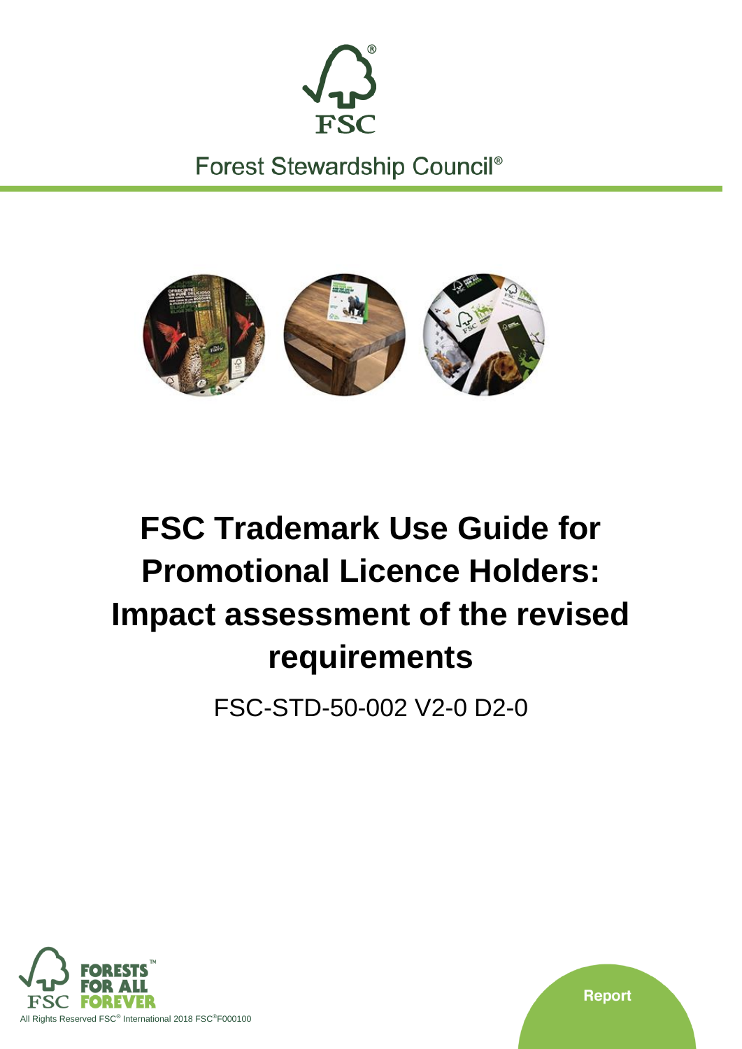Forest Stewardship Council®

# FSC Trademark Use Guide for Promotional Licence Holders: Impact assessment of the revised requirements

FSC-STD-50-002 V2-0 D2-0

All Rights Reserved FSC® International 2018 FSC®F000100

Report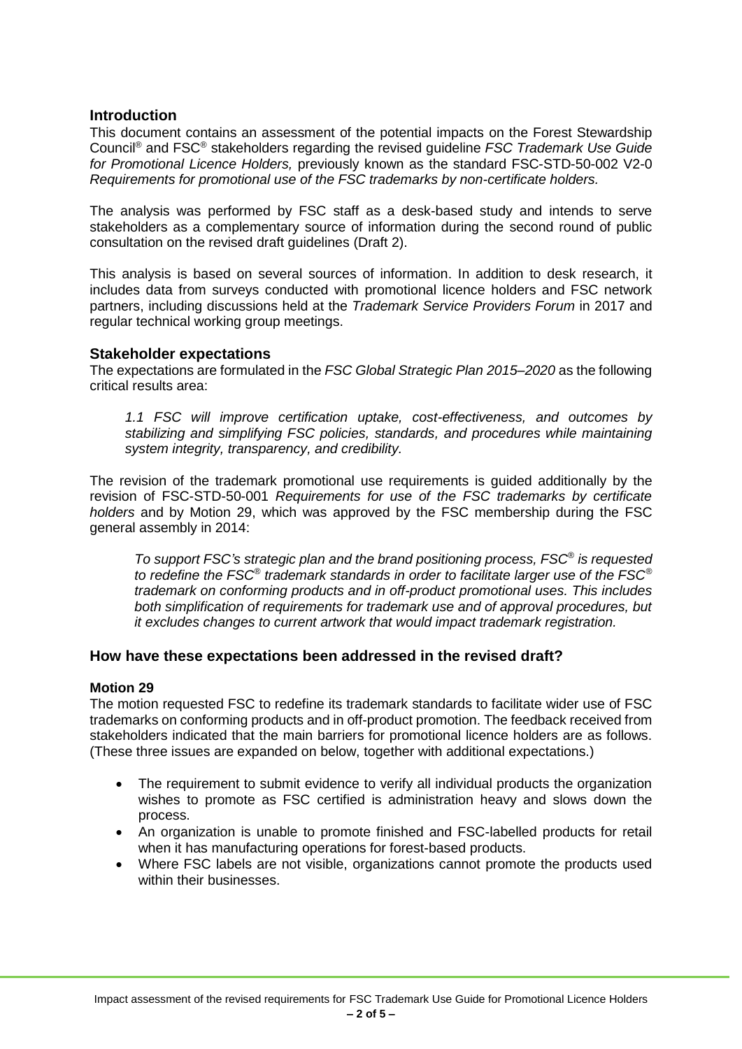## Introduction

This document contains an assessment of the potential impacts on the Forest Stewardship Council® and FSC® stakeholders regarding the revised guideline *FSC Trademark Use Guide for Promotional Licence Holders,* previously known as the standard FSC-STD-50-002 V2-0 *Requirements for promotional use of the FSC trademarks by non-certificate holders.*

The analysis was performed by FSC staff as a desk-based study and intends to serve stakeholders as a complementary source of information during the second round of public consultation on the revised draft guidelines (Draft 2).

This analysis is based on several sources of information. In addition to desk research, it includes data from surveys conducted with promotional licence holders and FSC network partners, including discussions held at the *Trademark Service Providers Forum* in 2017 and regular technical working group meetings.

## Stakeholder expectations

The expectations are formulated in the *FSC Global Strategic Plan 2015–2020* as the following critical results area:

> *1.1 FSC will improve certification uptake, cost-effectiveness, and outcomes by stabilizing and simplifying FSC policies, standards, and procedures while maintaining system integrity, transparency, and credibility.*

The revision of the trademark promotional use requirements is guided additionally by the revision of FSC-STD-50-001 *Requirements for use of the FSC trademarks by certificate holders* and by Motion 29, which was approved by the FSC membership during the FSC general assembly in 2014:

> *To support FSC's strategic plan and the brand positioning process, FSC® is requested to redefine the FSC® trademark standards in order to facilitate larger use of the FSC® trademark on conforming products and in off-product promotional uses. This includes both simplification of requirements for trademark use and of approval procedures, but it excludes changes to current artwork that would impact trademark registration.*

## How have these expectations been addressed in the revised draft?

### Motion 29

The motion requested FSC to redefine its trademark standards to facilitate wider use of FSC trademarks on conforming products and in off-product promotion. The feedback received from stakeholders indicated that the main barriers for promotional licence holders are as follows. (These three issues are expanded on below, together with additional expectations.)

- The requirement to submit evidence to verify all individual products the organization wishes to promote as FSC certified is administration heavy and slows down the process.
- An organization is unable to promote finished and FSC-labelled products for retail when it has manufacturing operations for forest-based products.
- Where FSC labels are not visible, organizations cannot promote the products used within their businesses.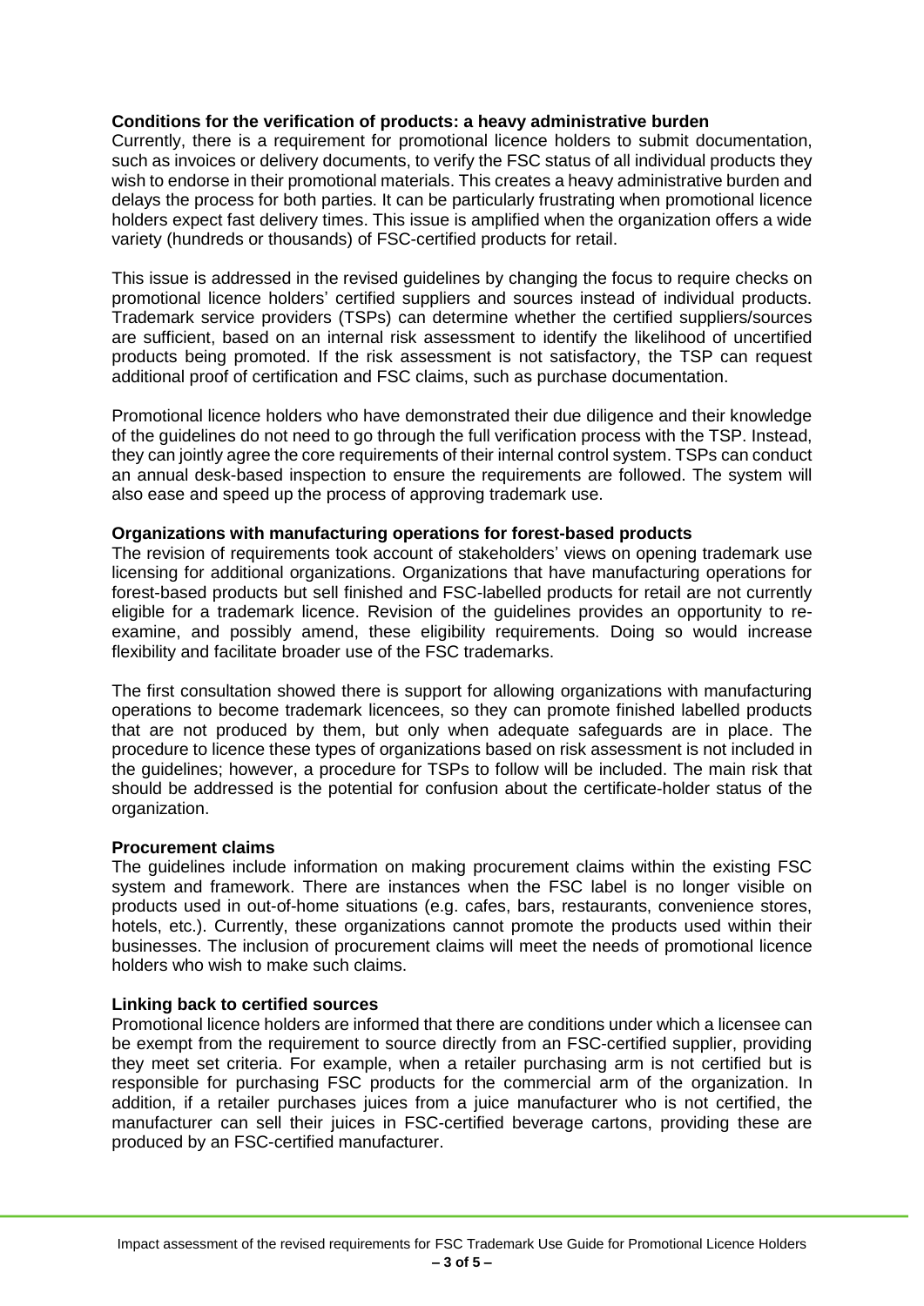**Conditions for the verification of products: a heavy administrative burden**

Currently, there is a requirement for promotional licence holders to submit documentation, such as invoices or delivery documents, to verify the FSC status of all individual products they wish to endorse in their promotional materials. This creates a heavy administrative burden and delays the process for both parties. It can be particularly frustrating when promotional licence holders expect fast delivery times. This issue is amplified when the organization offers a wide variety (hundreds or thousands) of FSC-certified products for retail.

This issue is addressed in the revised guidelines by changing the focus to require checks on promotional licence holders' certified suppliers and sources instead of individual products. Trademark service providers (TSPs) can determine whether the certified suppliers/sources are sufficient, based on an internal risk assessment to identify the likelihood of uncertified products being promoted. If the risk assessment is not satisfactory, the TSP can request additional proof of certification and FSC claims, such as purchase documentation.

Promotional licence holders who have demonstrated their due diligence and their knowledge of the guidelines do not need to go through the full verification process with the TSP. Instead, they can jointly agree the core requirements of their internal control system. TSPs can conduct an annual desk-based inspection to ensure the requirements are followed. The system will also ease and speed up the process of approving trademark use.

**Organizations with manufacturing operations for forest-based products**

The revision of requirements took account of stakeholders' views on opening trademark use licensing for additional organizations. Organizations that have manufacturing operations for forest-based products but sell finished and FSC-labelled products for retail are not currently eligible for a trademark licence. Revision of the guidelines provides an opportunity to re-examine, and possibly amend, these eligibility requirements. Doing so would increase flexibility and facilitate broader use of the FSC trademarks.

The first consultation showed there is support for allowing organizations with manufacturing operations to become trademark licencees, so they can promote finished labelled products that are not produced by them, but only when adequate safeguards are in place. The procedure to licence these types of organizations based on risk assessment is not included in the guidelines; however, a procedure for TSPs to follow will be included. The main risk that should be addressed is the potential for confusion about the certificate-holder status of the organization.

**Procurement claims**

The guidelines include information on making procurement claims within the existing FSC system and framework. There are instances when the FSC label is no longer visible on products used in out-of-home situations (e.g. cafes, bars, restaurants, convenience stores, hotels, etc.). Currently, these organizations cannot promote the products used within their businesses. The inclusion of procurement claims will meet the needs of promotional licence holders who wish to make such claims.

**Linking back to certified sources**

Promotional licence holders are informed that there are conditions under which a licensee can be exempt from the requirement to source directly from an FSC-certified supplier, providing they meet set criteria. For example, when a retailer purchasing arm is not certified but is responsible for purchasing FSC products for the commercial arm of the organization. In addition, if a retailer purchases juices from a juice manufacturer who is not certified, the manufacturer can sell their juices in FSC-certified beverage cartons, providing these are produced by an FSC-certified manufacturer.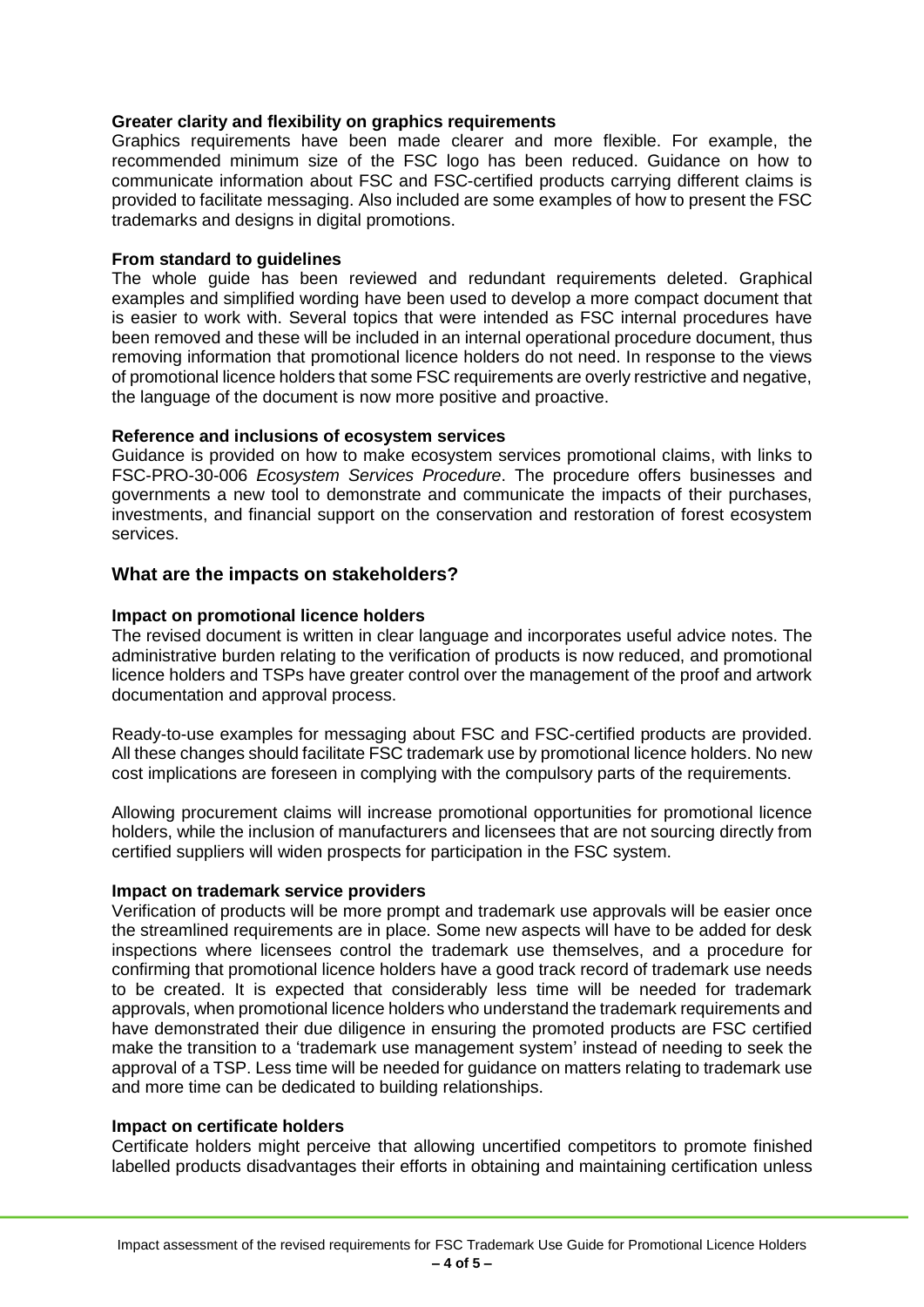**Greater clarity and flexibility on graphics requirements**

Graphics requirements have been made clearer and more flexible. For example, the recommended minimum size of the FSC logo has been reduced. Guidance on how to communicate information about FSC and FSC-certified products carrying different claims is provided to facilitate messaging. Also included are some examples of how to present the FSC trademarks and designs in digital promotions.

**From standard to guidelines**

The whole guide has been reviewed and redundant requirements deleted. Graphical examples and simplified wording have been used to develop a more compact document that is easier to work with. Several topics that were intended as FSC internal procedures have been removed and these will be included in an internal operational procedure document, thus removing information that promotional licence holders do not need. In response to the views of promotional licence holders that some FSC requirements are overly restrictive and negative, the language of the document is now more positive and proactive.

**Reference and inclusions of ecosystem services**

Guidance is provided on how to make ecosystem services promotional claims, with links to FSC-PRO-30-006 *Ecosystem Services Procedure*. The procedure offers businesses and governments a new tool to demonstrate and communicate the impacts of their purchases, investments, and financial support on the conservation and restoration of forest ecosystem services.

## What are the impacts on stakeholders?

**Impact on promotional licence holders**

The revised document is written in clear language and incorporates useful advice notes. The administrative burden relating to the verification of products is now reduced, and promotional licence holders and TSPs have greater control over the management of the proof and artwork documentation and approval process.

Ready-to-use examples for messaging about FSC and FSC-certified products are provided. All these changes should facilitate FSC trademark use by promotional licence holders. No new cost implications are foreseen in complying with the compulsory parts of the requirements.

Allowing procurement claims will increase promotional opportunities for promotional licence holders, while the inclusion of manufacturers and licensees that are not sourcing directly from certified suppliers will widen prospects for participation in the FSC system.

**Impact on trademark service providers**

Verification of products will be more prompt and trademark use approvals will be easier once the streamlined requirements are in place. Some new aspects will have to be added for desk inspections where licensees control the trademark use themselves, and a procedure for confirming that promotional licence holders have a good track record of trademark use needs to be created. It is expected that considerably less time will be needed for trademark approvals, when promotional licence holders who understand the trademark requirements and have demonstrated their due diligence in ensuring the promoted products are FSC certified make the transition to a 'trademark use management system' instead of needing to seek the approval of a TSP. Less time will be needed for guidance on matters relating to trademark use and more time can be dedicated to building relationships.

**Impact on certificate holders**

Certificate holders might perceive that allowing uncertified competitors to promote finished labelled products disadvantages their efforts in obtaining and maintaining certification unless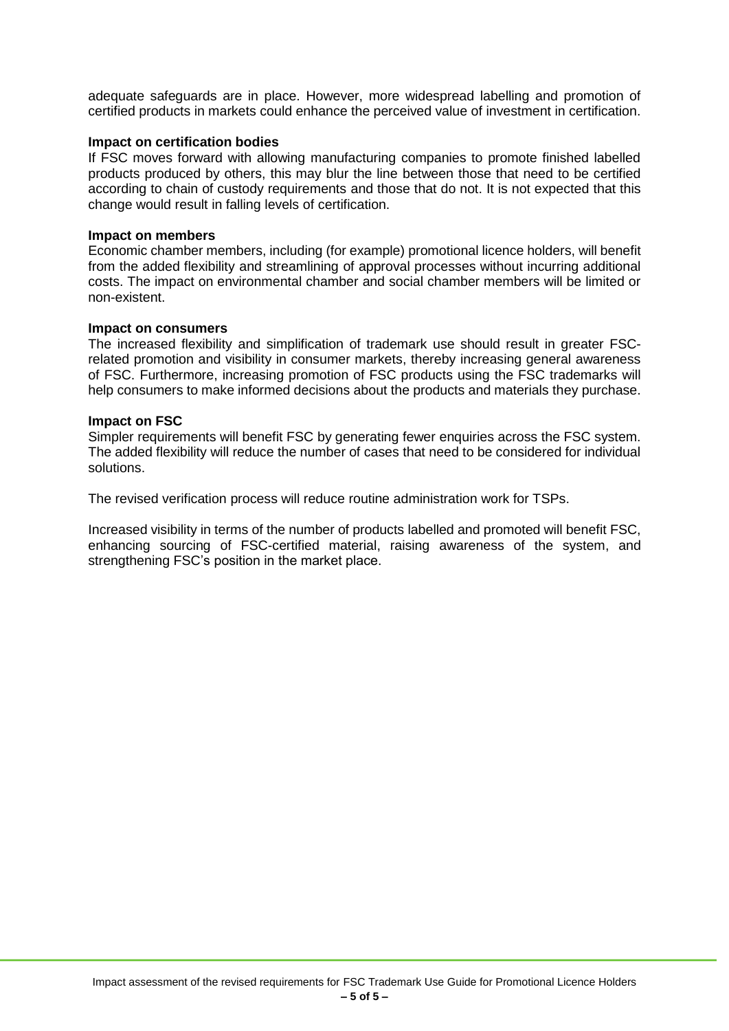adequate safeguards are in place. However, more widespread labelling and promotion of certified products in markets could enhance the perceived value of investment in certification.

**Impact on certification bodies**

If FSC moves forward with allowing manufacturing companies to promote finished labelled products produced by others, this may blur the line between those that need to be certified according to chain of custody requirements and those that do not. It is not expected that this change would result in falling levels of certification.

**Impact on members**

Economic chamber members, including (for example) promotional licence holders, will benefit from the added flexibility and streamlining of approval processes without incurring additional costs. The impact on environmental chamber and social chamber members will be limited or non-existent.

**Impact on consumers**

The increased flexibility and simplification of trademark use should result in greater FSC-related promotion and visibility in consumer markets, thereby increasing general awareness of FSC. Furthermore, increasing promotion of FSC products using the FSC trademarks will help consumers to make informed decisions about the products and materials they purchase.

**Impact on FSC**

Simpler requirements will benefit FSC by generating fewer enquiries across the FSC system. The added flexibility will reduce the number of cases that need to be considered for individual solutions.

The revised verification process will reduce routine administration work for TSPs.

Increased visibility in terms of the number of products labelled and promoted will benefit FSC, enhancing sourcing of FSC-certified material, raising awareness of the system, and strengthening FSC's position in the market place.